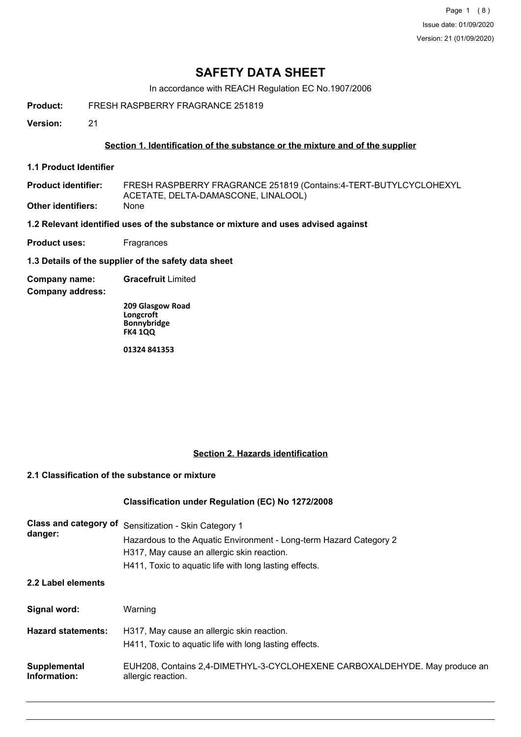# SAFETY DATA SHEET

In accordance with REACH Regulation EC No.1907/2006

**Product:** FRESH RASPBERRY FRAGRANCE 251819

**Version:** 21

## Section 1. Identification of the substance or the mixture and of the supplier

### 1.1 Product Identifier

**Product identifier:** FRESH RASPBERRY FRAGRANCE 251819 (Contains:4-TERT-BUTYLCYCLOHEXYL ACETATE, DELTA-DAMASCONE, LINALOOL)

**Other identifiers:** None

### 1.2 Relevant identified uses of the substance or mixture and uses advised against

**Product uses:** Fragrances

### 1.3 Details of the supplier of the safety data sheet

**Company name:** **Gracefruit** Limited

**Company address:**

**209 Glasgow Road**
**Longcroft**
**Bonnybridge**
**FK4 1QQ**

**01324 841353**

## Section 2. Hazards identification

### 2.1 Classification of the substance or mixture

**Classification under Regulation (EC) No 1272/2008**

**Class and category of danger:**
Sensitization - Skin Category 1
Hazardous to the Aquatic Environment - Long-term Hazard Category 2
H317, May cause an allergic skin reaction.
H411, Toxic to aquatic life with long lasting effects.

### 2.2 Label elements

**Signal word:** Warning

**Hazard statements:**
H317, May cause an allergic skin reaction.
H411, Toxic to aquatic life with long lasting effects.

**Supplemental Information:** EUH208, Contains 2,4-DIMETHYL-3-CYCLOHEXENE CARBOXALDEHYDE. May produce an allergic reaction.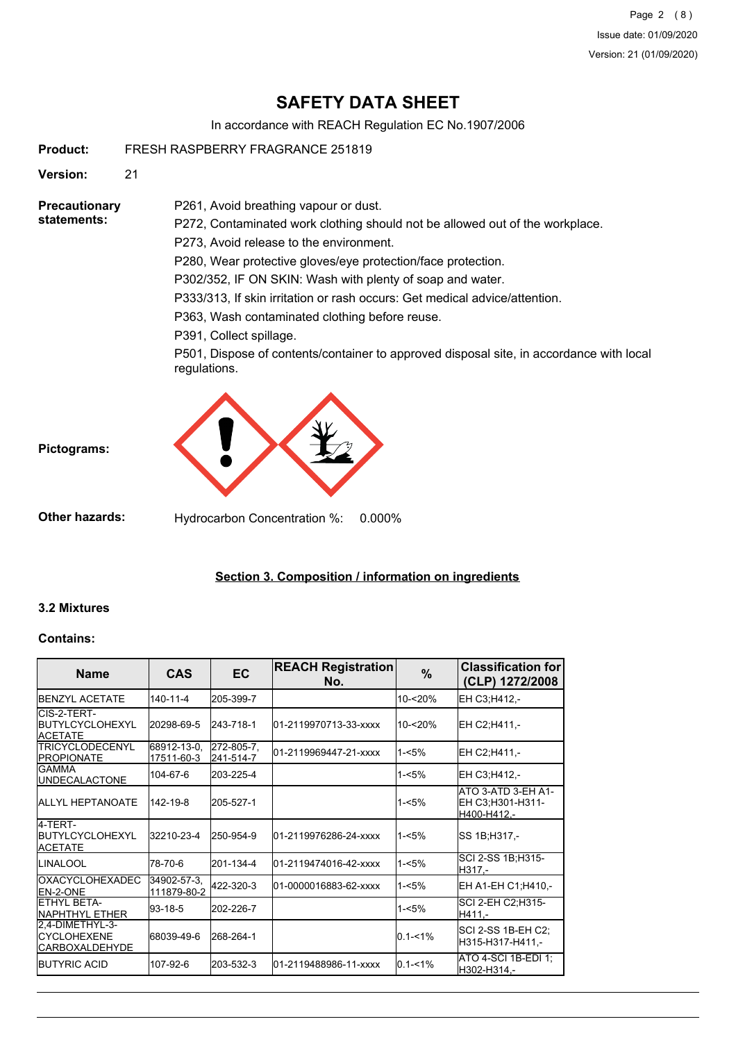# SAFETY DATA SHEET

In accordance with REACH Regulation EC No.1907/2006

**Product:** FRESH RASPBERRY FRAGRANCE 251819

**Version:** 21

**Precautionary statements:**

P261, Avoid breathing vapour or dust.

P272, Contaminated work clothing should not be allowed out of the workplace.

P273, Avoid release to the environment.

P280, Wear protective gloves/eye protection/face protection.

P302/352, IF ON SKIN: Wash with plenty of soap and water.

P333/313, If skin irritation or rash occurs: Get medical advice/attention.

P363, Wash contaminated clothing before reuse.

P391, Collect spillage.

P501, Dispose of contents/container to approved disposal site, in accordance with local regulations.

**Pictograms:**

**Other hazards:** Hydrocarbon Concentration %: 0.000%

## Section 3. Composition / information on ingredients

### 3.2 Mixtures

**Contains:**

| Name | CAS | EC | REACH Registration No. | % | Classification for (CLP) 1272/2008 |
|---|---|---|---|---|---|
| BENZYL ACETATE | 140-11-4 | 205-399-7 | | 10-<20% | EH C3;H412,- |
| CIS-2-TERT-BUTYLCYCLOHEXYL ACETATE | 20298-69-5 | 243-718-1 | 01-2119970713-33-xxxx | 10-<20% | EH C2;H411,- |
| TRICYCLODECENYL PROPIONATE | 68912-13-0, 17511-60-3 | 272-805-7, 241-514-7 | 01-2119969447-21-xxxx | 1-<5% | EH C2;H411,- |
| GAMMA UNDECALACTONE | 104-67-6 | 203-225-4 | | 1-<5% | EH C3;H412,- |
| ALLYL HEPTANOATE | 142-19-8 | 205-527-1 | | 1-<5% | ATO 3-ATD 3-EH A1-EH C3;H301-H311-H400-H412,- |
| 4-TERT-BUTYLCYCLOHEXYL ACETATE | 32210-23-4 | 250-954-9 | 01-2119976286-24-xxxx | 1-<5% | SS 1B;H317,- |
| LINALOOL | 78-70-6 | 201-134-4 | 01-2119474016-42-xxxx | 1-<5% | SCI 2-SS 1B;H315-H317,- |
| OXACYCLOHEXADECEN-2-ONE | 34902-57-3, 111879-80-2 | 422-320-3 | 01-0000016883-62-xxxx | 1-<5% | EH A1-EH C1;H410,- |
| ETHYL BETA-NAPHTHYL ETHER | 93-18-5 | 202-226-7 | | 1-<5% | SCI 2-EH C2;H315-H411,- |
| 2,4-DIMETHYL-3-CYCLOHEXENE CARBOXALDEHYDE | 68039-49-6 | 268-264-1 | | 0.1-<1% | SCI 2-SS 1B-EH C2;H315-H317-H411,- |
| BUTYRIC ACID | 107-92-6 | 203-532-3 | 01-2119488986-11-xxxx | 0.1-<1% | ATO 4-SCI 1B-EDI 1;H302-H314,- |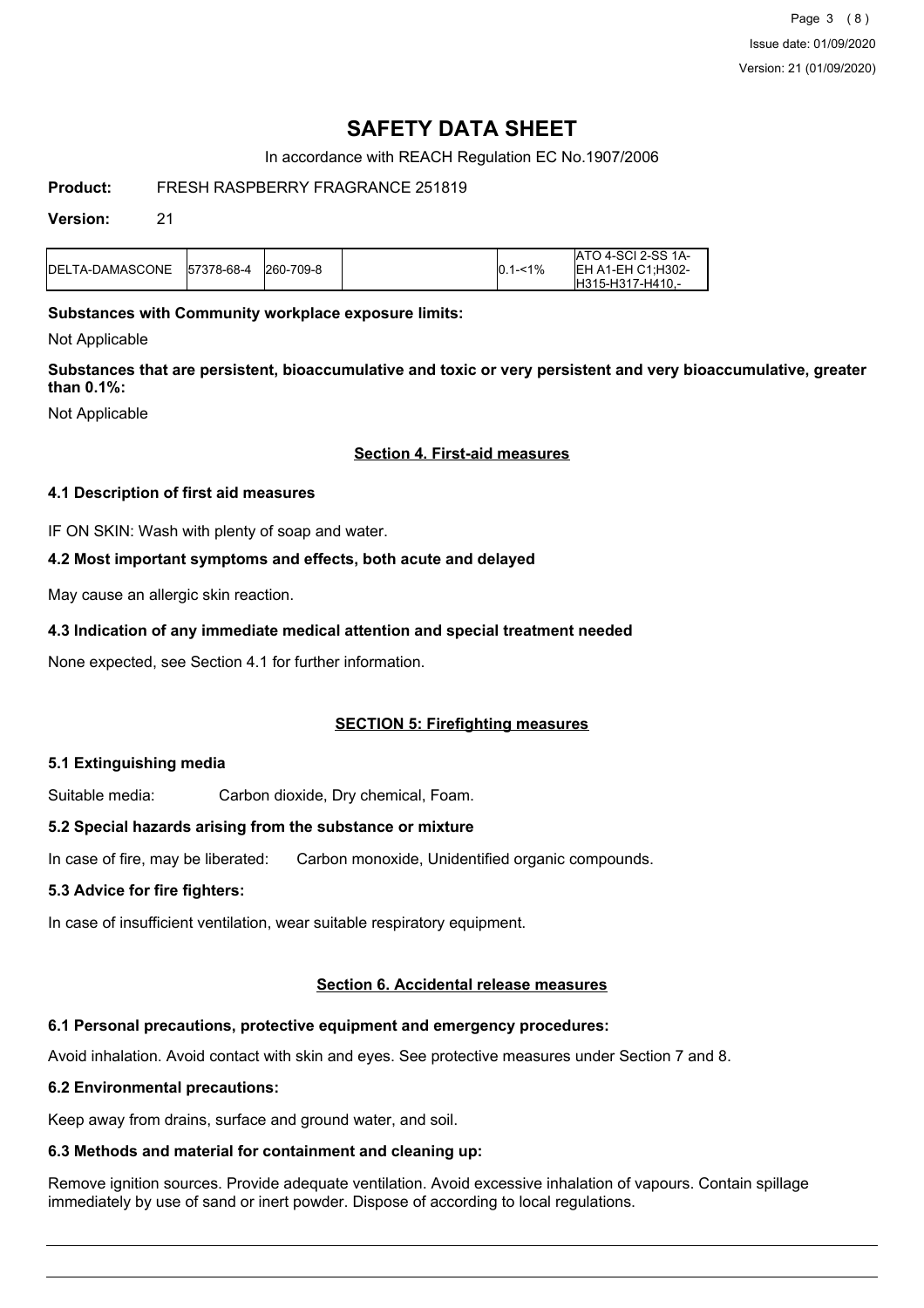# SAFETY DATA SHEET

In accordance with REACH Regulation EC No.1907/2006

**Product:** FRESH RASPBERRY FRAGRANCE 251819

**Version:** 21

| DELTA-DAMASCONE | 57378-68-4 | 260-709-8 | | 0.1-<1% | ATO 4-SCI 2-SS 1A-EH A1-EH C1;H302-H315-H317-H410,- |
|---|---|---|---|---|---|

**Substances with Community workplace exposure limits:**

Not Applicable

**Substances that are persistent, bioaccumulative and toxic or very persistent and very bioaccumulative, greater than 0.1%:**

Not Applicable

## Section 4. First-aid measures

### 4.1 Description of first aid measures

IF ON SKIN: Wash with plenty of soap and water.

### 4.2 Most important symptoms and effects, both acute and delayed

May cause an allergic skin reaction.

### 4.3 Indication of any immediate medical attention and special treatment needed

None expected, see Section 4.1 for further information.

## SECTION 5: Firefighting measures

### 5.1 Extinguishing media

Suitable media: Carbon dioxide, Dry chemical, Foam.

### 5.2 Special hazards arising from the substance or mixture

In case of fire, may be liberated: Carbon monoxide, Unidentified organic compounds.

### 5.3 Advice for fire fighters:

In case of insufficient ventilation, wear suitable respiratory equipment.

## Section 6. Accidental release measures

### 6.1 Personal precautions, protective equipment and emergency procedures:

Avoid inhalation. Avoid contact with skin and eyes. See protective measures under Section 7 and 8.

### 6.2 Environmental precautions:

Keep away from drains, surface and ground water, and soil.

### 6.3 Methods and material for containment and cleaning up:

Remove ignition sources. Provide adequate ventilation. Avoid excessive inhalation of vapours. Contain spillage immediately by use of sand or inert powder. Dispose of according to local regulations.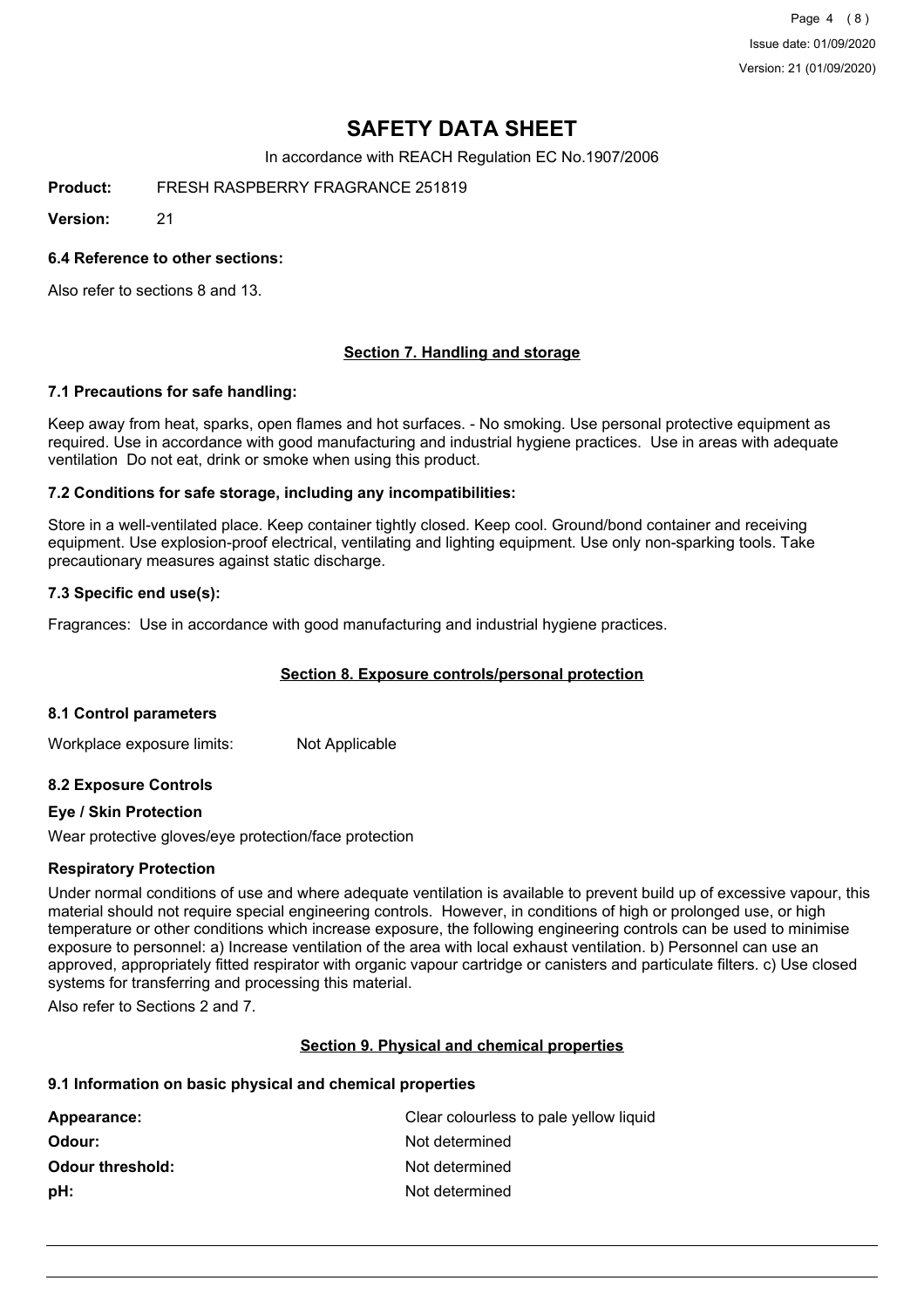# SAFETY DATA SHEET

In accordance with REACH Regulation EC No.1907/2006

**Product:** FRESH RASPBERRY FRAGRANCE 251819

**Version:** 21

### 6.4 Reference to other sections:

Also refer to sections 8 and 13.

## Section 7. Handling and storage

### 7.1 Precautions for safe handling:

Keep away from heat, sparks, open flames and hot surfaces. - No smoking. Use personal protective equipment as required. Use in accordance with good manufacturing and industrial hygiene practices. Use in areas with adequate ventilation Do not eat, drink or smoke when using this product.

### 7.2 Conditions for safe storage, including any incompatibilities:

Store in a well-ventilated place. Keep container tightly closed. Keep cool. Ground/bond container and receiving equipment. Use explosion-proof electrical, ventilating and lighting equipment. Use only non-sparking tools. Take precautionary measures against static discharge.

### 7.3 Specific end use(s):

Fragrances: Use in accordance with good manufacturing and industrial hygiene practices.

## Section 8. Exposure controls/personal protection

### 8.1 Control parameters

Workplace exposure limits: Not Applicable

### 8.2 Exposure Controls

**Eye / Skin Protection**

Wear protective gloves/eye protection/face protection

**Respiratory Protection**

Under normal conditions of use and where adequate ventilation is available to prevent build up of excessive vapour, this material should not require special engineering controls. However, in conditions of high or prolonged use, or high temperature or other conditions which increase exposure, the following engineering controls can be used to minimise exposure to personnel: a) Increase ventilation of the area with local exhaust ventilation. b) Personnel can use an approved, appropriately fitted respirator with organic vapour cartridge or canisters and particulate filters. c) Use closed systems for transferring and processing this material.

Also refer to Sections 2 and 7.

## Section 9. Physical and chemical properties

### 9.1 Information on basic physical and chemical properties

| | |
|---|---|
| **Appearance:** | Clear colourless to pale yellow liquid |
| **Odour:** | Not determined |
| **Odour threshold:** | Not determined |
| **pH:** | Not determined |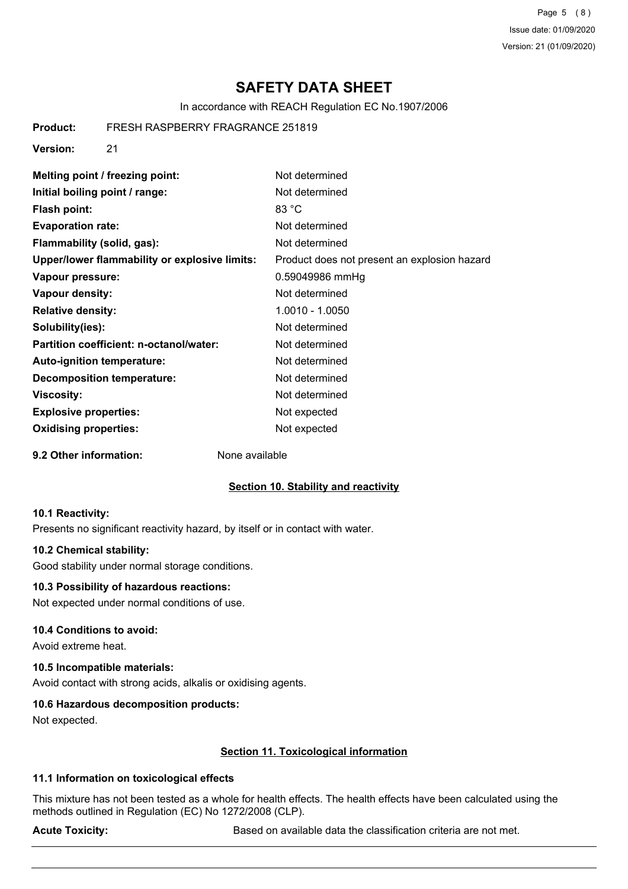# SAFETY DATA SHEET

In accordance with REACH Regulation EC No.1907/2006

**Product:** FRESH RASPBERRY FRAGRANCE 251819

**Version:** 21

| | |
|---|---|
| **Melting point / freezing point:** | Not determined |
| **Initial boiling point / range:** | Not determined |
| **Flash point:** | 83 °C |
| **Evaporation rate:** | Not determined |
| **Flammability (solid, gas):** | Not determined |
| **Upper/lower flammability or explosive limits:** | Product does not present an explosion hazard |
| **Vapour pressure:** | 0.59049986 mmHg |
| **Vapour density:** | Not determined |
| **Relative density:** | 1.0010 - 1.0050 |
| **Solubility(ies):** | Not determined |
| **Partition coefficient: n-octanol/water:** | Not determined |
| **Auto-ignition temperature:** | Not determined |
| **Decomposition temperature:** | Not determined |
| **Viscosity:** | Not determined |
| **Explosive properties:** | Not expected |
| **Oxidising properties:** | Not expected |

**9.2 Other information:** None available

## Section 10. Stability and reactivity

### 10.1 Reactivity:

Presents no significant reactivity hazard, by itself or in contact with water.

### 10.2 Chemical stability:

Good stability under normal storage conditions.

### 10.3 Possibility of hazardous reactions:

Not expected under normal conditions of use.

### 10.4 Conditions to avoid:

Avoid extreme heat.

### 10.5 Incompatible materials:

Avoid contact with strong acids, alkalis or oxidising agents.

### 10.6 Hazardous decomposition products:

Not expected.

## Section 11. Toxicological information

### 11.1 Information on toxicological effects

This mixture has not been tested as a whole for health effects. The health effects have been calculated using the methods outlined in Regulation (EC) No 1272/2008 (CLP).

**Acute Toxicity:** Based on available data the classification criteria are not met.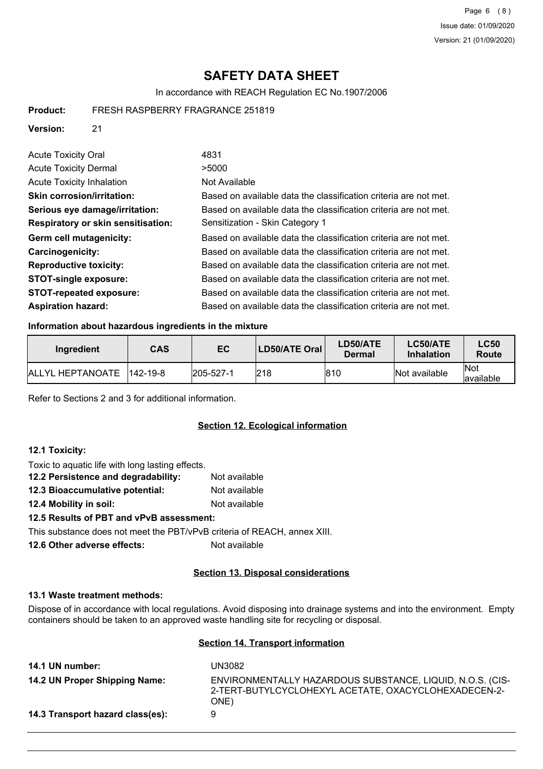# SAFETY DATA SHEET

In accordance with REACH Regulation EC No.1907/2006

**Product:** FRESH RASPBERRY FRAGRANCE 251819

**Version:** 21

Acute Toxicity Oral: 4831

Acute Toxicity Dermal: >5000

Acute Toxicity Inhalation: Not Available

**Skin corrosion/irritation:** Based on available data the classification criteria are not met.

**Serious eye damage/irritation:** Based on available data the classification criteria are not met.

**Respiratory or skin sensitisation:** Sensitization - Skin Category 1

**Germ cell mutagenicity:** Based on available data the classification criteria are not met.

**Carcinogenicity:** Based on available data the classification criteria are not met.

**Reproductive toxicity:** Based on available data the classification criteria are not met.

**STOT-single exposure:** Based on available data the classification criteria are not met.

**STOT-repeated exposure:** Based on available data the classification criteria are not met.

**Aspiration hazard:** Based on available data the classification criteria are not met.

**Information about hazardous ingredients in the mixture**

| Ingredient | CAS | EC | LD50/ATE Oral | LD50/ATE Dermal | LC50/ATE Inhalation | LC50 Route |
|---|---|---|---|---|---|---|
| ALLYL HEPTANOATE | 142-19-8 | 205-527-1 | 218 | 810 | Not available | Not available |

Refer to Sections 2 and 3 for additional information.

## Section 12. Ecological information

**12.1 Toxicity:**

Toxic to aquatic life with long lasting effects.

**12.2 Persistence and degradability:** Not available

**12.3 Bioaccumulative potential:** Not available

**12.4 Mobility in soil:** Not available

**12.5 Results of PBT and vPvB assessment:**

This substance does not meet the PBT/vPvB criteria of REACH, annex XIII.

**12.6 Other adverse effects:** Not available

## Section 13. Disposal considerations

**13.1 Waste treatment methods:**

Dispose of in accordance with local regulations. Avoid disposing into drainage systems and into the environment. Empty containers should be taken to an approved waste handling site for recycling or disposal.

## Section 14. Transport information

**14.1 UN number:** UN3082

**14.2 UN Proper Shipping Name:** ENVIRONMENTALLY HAZARDOUS SUBSTANCE, LIQUID, N.O.S. (CIS-2-TERT-BUTYLCYCLOHEXYL ACETATE, OXACYCLOHEXADECEN-2-ONE)

**14.3 Transport hazard class(es):** 9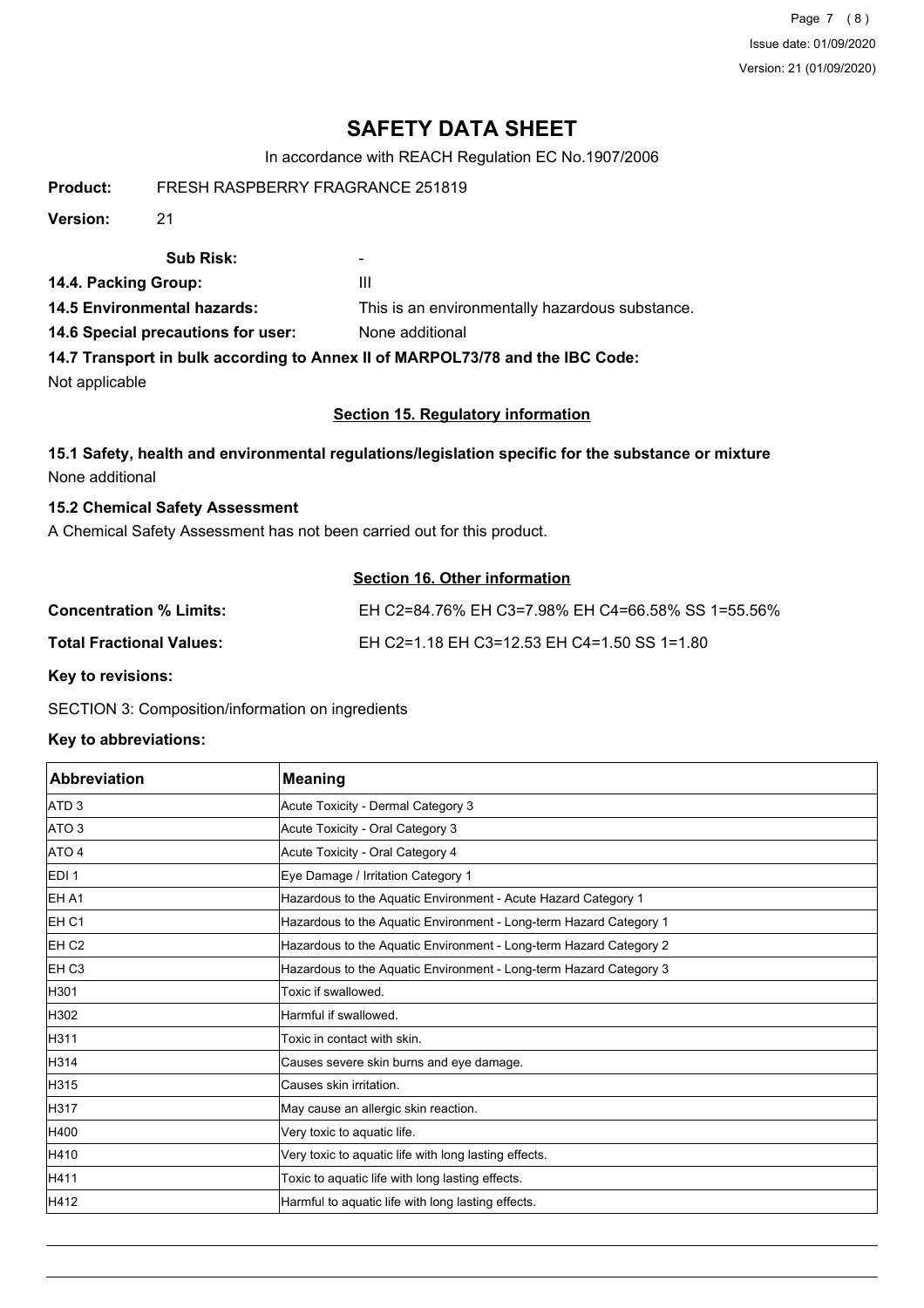# SAFETY DATA SHEET

In accordance with REACH Regulation EC No.1907/2006

**Product:** FRESH RASPBERRY FRAGRANCE 251819

**Version:** 21

**Sub Risk:** -

**14.4. Packing Group:** III

**14.5 Environmental hazards:** This is an environmentally hazardous substance.

**14.6 Special precautions for user:** None additional

**14.7 Transport in bulk according to Annex II of MARPOL73/78 and the IBC Code:**

Not applicable

## Section 15. Regulatory information

**15.1 Safety, health and environmental regulations/legislation specific for the substance or mixture**

None additional

**15.2 Chemical Safety Assessment**

A Chemical Safety Assessment has not been carried out for this product.

## Section 16. Other information

**Concentration % Limits:** EH C2=84.76% EH C3=7.98% EH C4=66.58% SS 1=55.56%

**Total Fractional Values:** EH C2=1.18 EH C3=12.53 EH C4=1.50 SS 1=1.80

**Key to revisions:**

SECTION 3: Composition/information on ingredients

**Key to abbreviations:**

| Abbreviation | Meaning |
|---|---|
| ATD 3 | Acute Toxicity - Dermal Category 3 |
| ATO 3 | Acute Toxicity - Oral Category 3 |
| ATO 4 | Acute Toxicity - Oral Category 4 |
| EDI 1 | Eye Damage / Irritation Category 1 |
| EH A1 | Hazardous to the Aquatic Environment - Acute Hazard Category 1 |
| EH C1 | Hazardous to the Aquatic Environment - Long-term Hazard Category 1 |
| EH C2 | Hazardous to the Aquatic Environment - Long-term Hazard Category 2 |
| EH C3 | Hazardous to the Aquatic Environment - Long-term Hazard Category 3 |
| H301 | Toxic if swallowed. |
| H302 | Harmful if swallowed. |
| H311 | Toxic in contact with skin. |
| H314 | Causes severe skin burns and eye damage. |
| H315 | Causes skin irritation. |
| H317 | May cause an allergic skin reaction. |
| H400 | Very toxic to aquatic life. |
| H410 | Very toxic to aquatic life with long lasting effects. |
| H411 | Toxic to aquatic life with long lasting effects. |
| H412 | Harmful to aquatic life with long lasting effects. |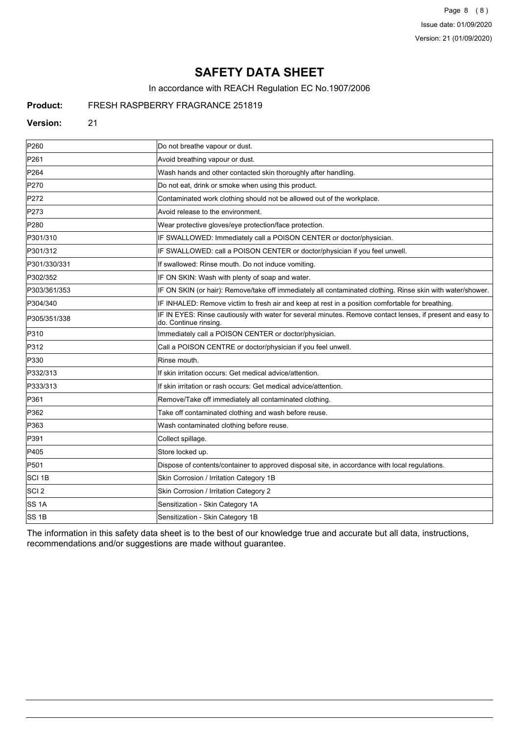# SAFETY DATA SHEET

In accordance with REACH Regulation EC No.1907/2006

**Product:** FRESH RASPBERRY FRAGRANCE 251819

**Version:** 21

| | |
|---|---|
| P260 | Do not breathe vapour or dust. |
| P261 | Avoid breathing vapour or dust. |
| P264 | Wash hands and other contacted skin thoroughly after handling. |
| P270 | Do not eat, drink or smoke when using this product. |
| P272 | Contaminated work clothing should not be allowed out of the workplace. |
| P273 | Avoid release to the environment. |
| P280 | Wear protective gloves/eye protection/face protection. |
| P301/310 | IF SWALLOWED: Immediately call a POISON CENTER or doctor/physician. |
| P301/312 | IF SWALLOWED: call a POISON CENTER or doctor/physician if you feel unwell. |
| P301/330/331 | If swallowed: Rinse mouth. Do not induce vomiting. |
| P302/352 | IF ON SKIN: Wash with plenty of soap and water. |
| P303/361/353 | IF ON SKIN (or hair): Remove/take off immediately all contaminated clothing. Rinse skin with water/shower. |
| P304/340 | IF INHALED: Remove victim to fresh air and keep at rest in a position comfortable for breathing. |
| P305/351/338 | IF IN EYES: Rinse cautiously with water for several minutes. Remove contact lenses, if present and easy to do. Continue rinsing. |
| P310 | Immediately call a POISON CENTER or doctor/physician. |
| P312 | Call a POISON CENTRE or doctor/physician if you feel unwell. |
| P330 | Rinse mouth. |
| P332/313 | If skin irritation occurs: Get medical advice/attention. |
| P333/313 | If skin irritation or rash occurs: Get medical advice/attention. |
| P361 | Remove/Take off immediately all contaminated clothing. |
| P362 | Take off contaminated clothing and wash before reuse. |
| P363 | Wash contaminated clothing before reuse. |
| P391 | Collect spillage. |
| P405 | Store locked up. |
| P501 | Dispose of contents/container to approved disposal site, in accordance with local regulations. |
| SCI 1B | Skin Corrosion / Irritation Category 1B |
| SCI 2 | Skin Corrosion / Irritation Category 2 |
| SS 1A | Sensitization - Skin Category 1A |
| SS 1B | Sensitization - Skin Category 1B |

The information in this safety data sheet is to the best of our knowledge true and accurate but all data, instructions, recommendations and/or suggestions are made without guarantee.